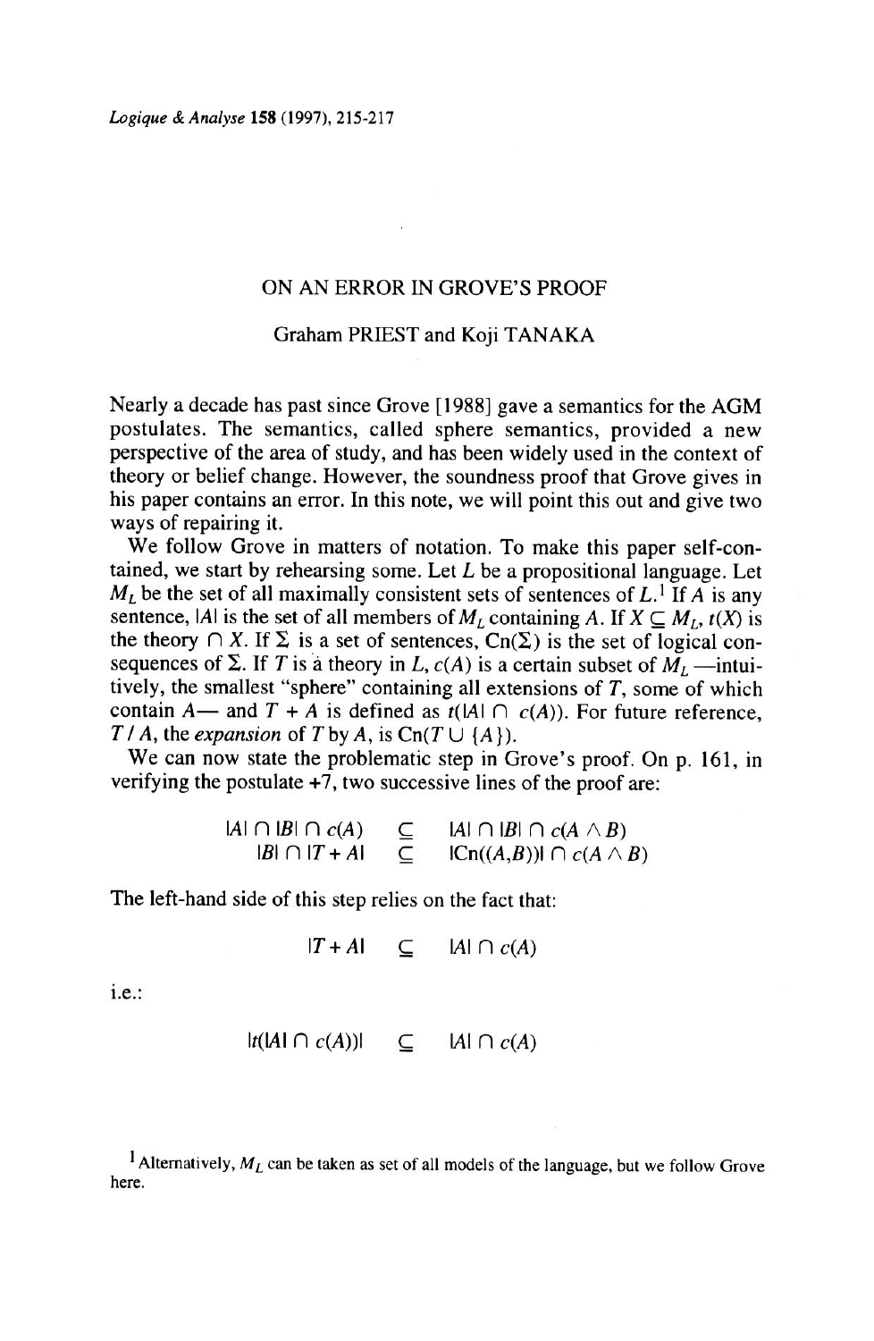# ON AN ERROR IN GROVE'S PROOF

Graham PRIEST and Koji TANAKA

Nearly a decade has past since Grove [1988] gave a semantics for the AGM postulates. The semantics, called sphere semantics, provided a new perspective of the area of study, and has been widely used in the context of theory or belief change. However, the soundness proof that Grove gives in his paper contains an error. In this note, we will point this out and give two ways of repairing it.

We follow Grove in matters of notation. To make this paper self-contained, we start by rehearsing some. Let $L$ be a propositional language. Let $M_L$ be the set of all maximally consistent sets of sentences of $L$.[1] If $A$ is any sentence, $|A|$ is the set of all members of $M_L$ containing $A$. If $X \subseteq M_L$, $t(X)$ is the theory $\cap X$. If $\Sigma$ is a set of sentences, $\mathrm{Cn}(\Sigma)$ is the set of logical consequences of $\Sigma$. If $T$ is a theory in $L$, $c(A)$ is a certain subset of $M_L$ —intuitively, the smallest "sphere" containing all extensions of $T$, some of which contain $A$— and $T + A$ is defined as $t(|A| \cap c(A))$. For future reference, $T / A$, the *expansion* of $T$ by $A$, is $\mathrm{Cn}(T \cup \{A\})$.

We can now state the problematic step in Grove's proof. On p. 161, in verifying the postulate +7, two successive lines of the proof are:

$$|A| \cap |B| \cap c(A) \subseteq |A| \cap |B| \cap c(A \wedge B)$$
$$|B| \cap |T + A| \subseteq |\mathrm{Cn}((A,B))| \cap c(A \wedge B)$$

The left-hand side of this step relies on the fact that:

$$|T + A| \subseteq |A| \cap c(A)$$

i.e.:

$$|t(|A| \cap c(A))| \subseteq |A| \cap c(A)$$

[1] Alternatively, $M_L$ can be taken as set of all models of the language, but we follow Grove here.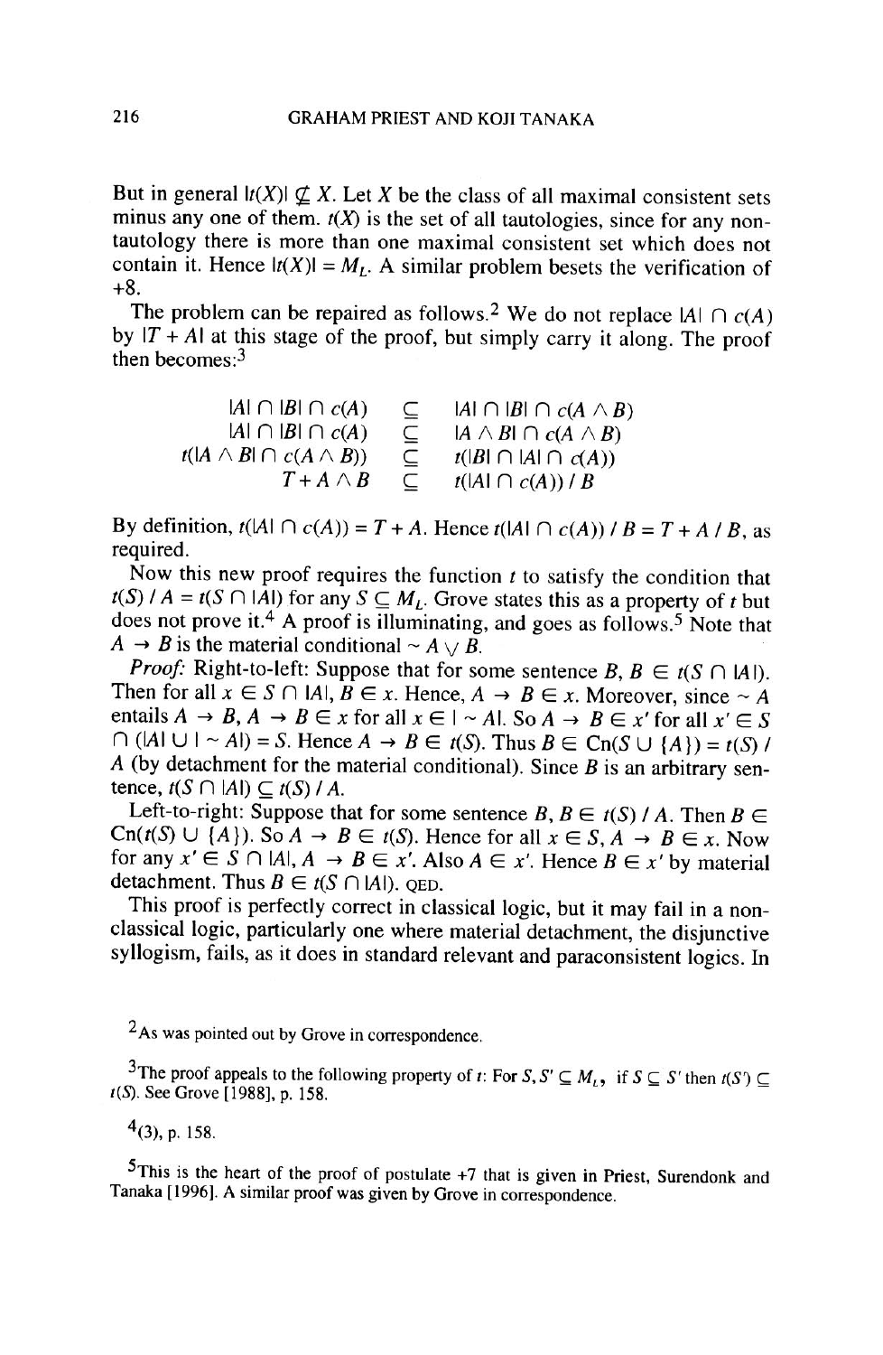But in general $|t(X)| \not\subseteq X$. Let $X$ be the class of all maximal consistent sets minus any one of them. $t(X)$ is the set of all tautologies, since for any non-tautology there is more than one maximal consistent set which does not contain it. Hence $|t(X)| = M_L$. A similar problem besets the verification of +8.

The problem can be repaired as follows.[2] We do not replace $|A| \cap c(A)$ by $|T + A|$ at this stage of the proof, but simply carry it along. The proof then becomes:[3]

$$
\begin{array}{rcl}
|A| \cap |B| \cap c(A) & \subseteq & |A| \cap |B| \cap c(A \wedge B) \\
|A| \cap |B| \cap c(A) & \subseteq & |A \wedge B| \cap c(A \wedge B) \\
t(|A \wedge B| \cap c(A \wedge B)) & \subseteq & t(|B| \cap |A| \cap c(A)) \\
T + A \wedge B & \subseteq & t(|A| \cap c(A)) \,/\, B
\end{array}
$$

By definition, $t(|A| \cap c(A)) = T + A$. Hence $t(|A| \cap c(A)) / B = T + A / B$, as required.

Now this new proof requires the function $t$ to satisfy the condition that $t(S) / A = t(S \cap |A|)$ for any $S \subseteq M_L$. Grove states this as a property of $t$ but does not prove it.[4] A proof is illuminating, and goes as follows.[5] Note that $A \rightarrow B$ is the material conditional $\sim A \vee B$.

*Proof:* Right-to-left: Suppose that for some sentence $B$, $B \in t(S \cap |A|)$. Then for all $x \in S \cap |A|$, $B \in x$. Hence, $A \rightarrow B \in x$. Moreover, since $\sim A$ entails $A \rightarrow B$, $A \rightarrow B \in x$ for all $x \in |\sim A|$. So $A \rightarrow B \in x'$ for all $x' \in S \cap (|A| \cup |\sim A|) = S$. Hence $A \rightarrow B \in t(S)$. Thus $B \in \mathrm{Cn}(S \cup \{A\}) = t(S) / A$ (by detachment for the material conditional). Since $B$ is an arbitrary sentence, $t(S \cap |A|) \subseteq t(S) / A$.

Left-to-right: Suppose that for some sentence $B$, $B \in t(S) / A$. Then $B \in \mathrm{Cn}(t(S) \cup \{A\})$. So $A \rightarrow B \in t(S)$. Hence for all $x \in S$, $A \rightarrow B \in x$. Now for any $x' \in S \cap |A|$, $A \rightarrow B \in x'$. Also $A \in x'$. Hence $B \in x'$ by material detachment. Thus $B \in t(S \cap |A|)$. QED.

This proof is perfectly correct in classical logic, but it may fail in a non-classical logic, particularly one where material detachment, the disjunctive syllogism, fails, as it does in standard relevant and paraconsistent logics. In

[2] As was pointed out by Grove in correspondence.

[3] The proof appeals to the following property of $t$: For $S, S' \subseteq M_L$, if $S \subseteq S'$ then $t(S') \subseteq t(S)$. See Grove [1988], p. 158.

[4] (3), p. 158.

[5] This is the heart of the proof of postulate +7 that is given in Priest, Surendonk and Tanaka [1996]. A similar proof was given by Grove in correspondence.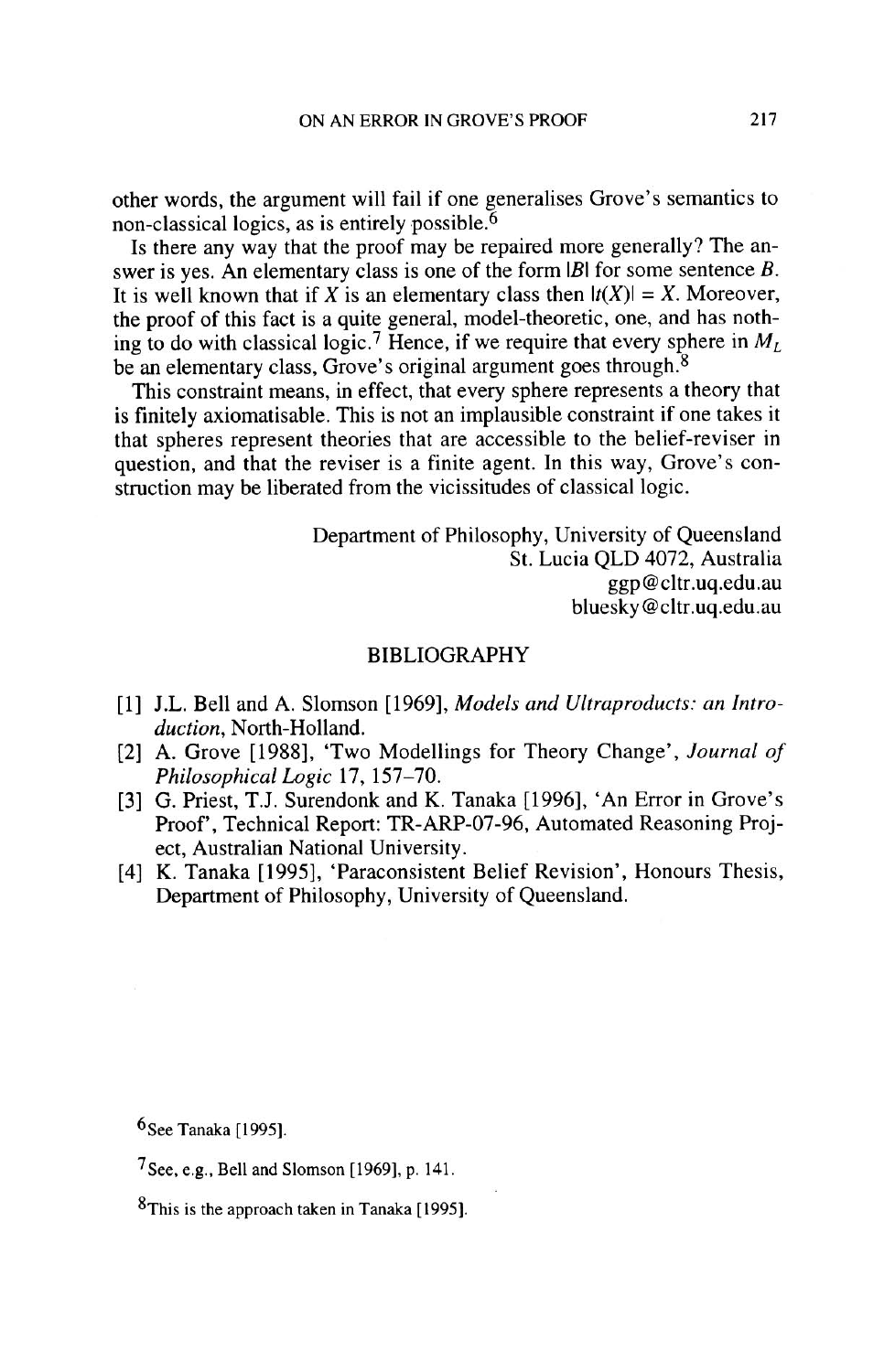other words, the argument will fail if one generalises Grove's semantics to non-classical logics, as is entirely possible.[6]

Is there any way that the proof may be repaired more generally? The answer is yes. An elementary class is one of the form $|B|$ for some sentence $B$. It is well known that if $X$ is an elementary class then $|t(X)| = X$. Moreover, the proof of this fact is a quite general, model-theoretic, one, and has nothing to do with classical logic.[7] Hence, if we require that every sphere in $M_L$ be an elementary class, Grove's original argument goes through.[8]

This constraint means, in effect, that every sphere represents a theory that is finitely axiomatisable. This is not an implausible constraint if one takes it that spheres represent theories that are accessible to the belief-reviser in question, and that the reviser is a finite agent. In this way, Grove's construction may be liberated from the vicissitudes of classical logic.

Department of Philosophy, University of Queensland
St. Lucia QLD 4072, Australia
ggp@cltr.uq.edu.au
bluesky@cltr.uq.edu.au

## BIBLIOGRAPHY

[1] J.L. Bell and A. Slomson [1969], *Models and Ultraproducts: an Introduction*, North-Holland.

[2] A. Grove [1988], 'Two Modellings for Theory Change', *Journal of Philosophical Logic* 17, 157–70.

[3] G. Priest, T.J. Surendonk and K. Tanaka [1996], 'An Error in Grove's Proof', Technical Report: TR-ARP-07-96, Automated Reasoning Project, Australian National University.

[4] K. Tanaka [1995], 'Paraconsistent Belief Revision', Honours Thesis, Department of Philosophy, University of Queensland.

[6] See Tanaka [1995].

[7] See, e.g., Bell and Slomson [1969], p. 141.

[8] This is the approach taken in Tanaka [1995].